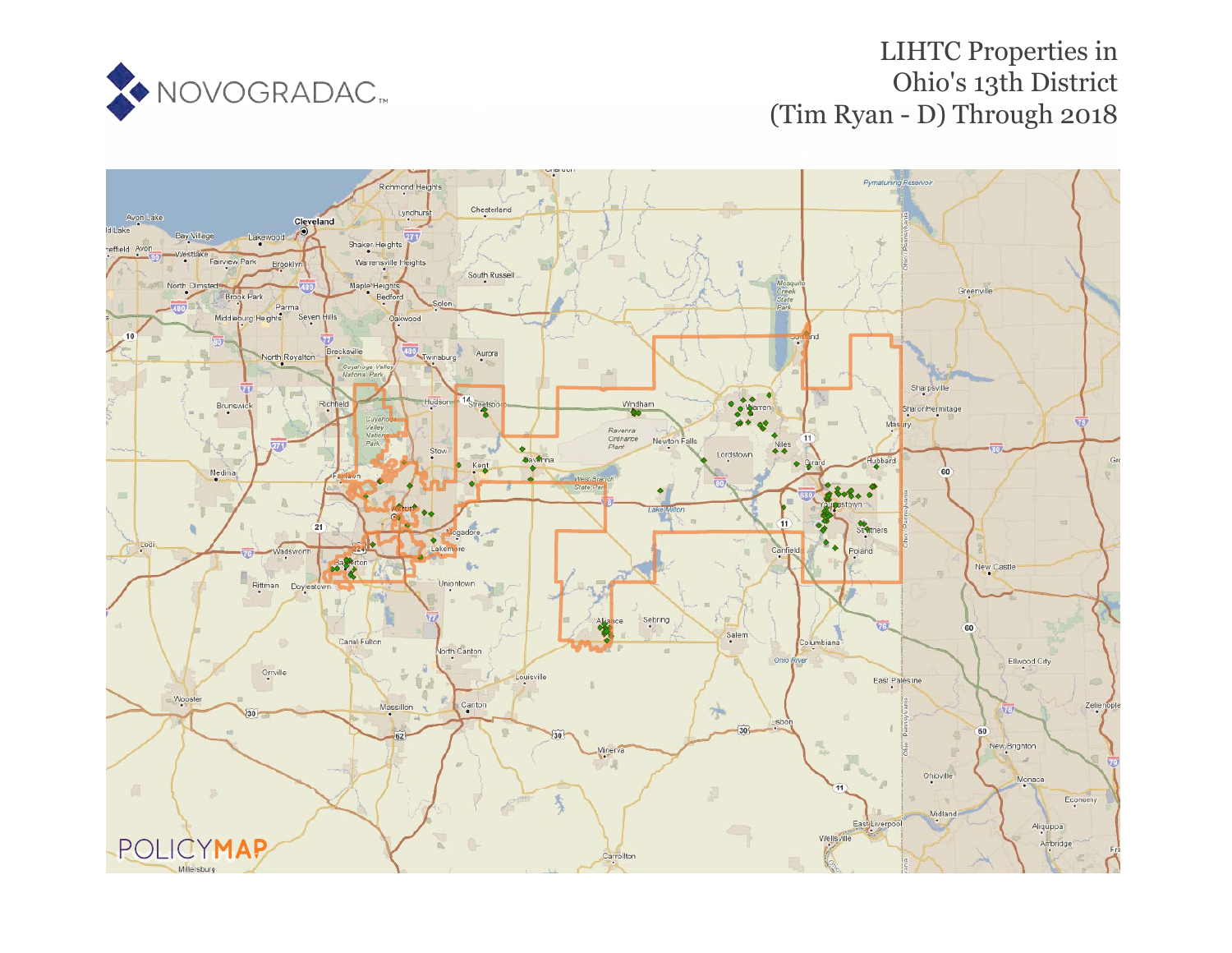NOVOGRADAC

# LIHTC Properties in Ohio's 13th District (Tim Ryan - D) Through 2018

POLICYMAP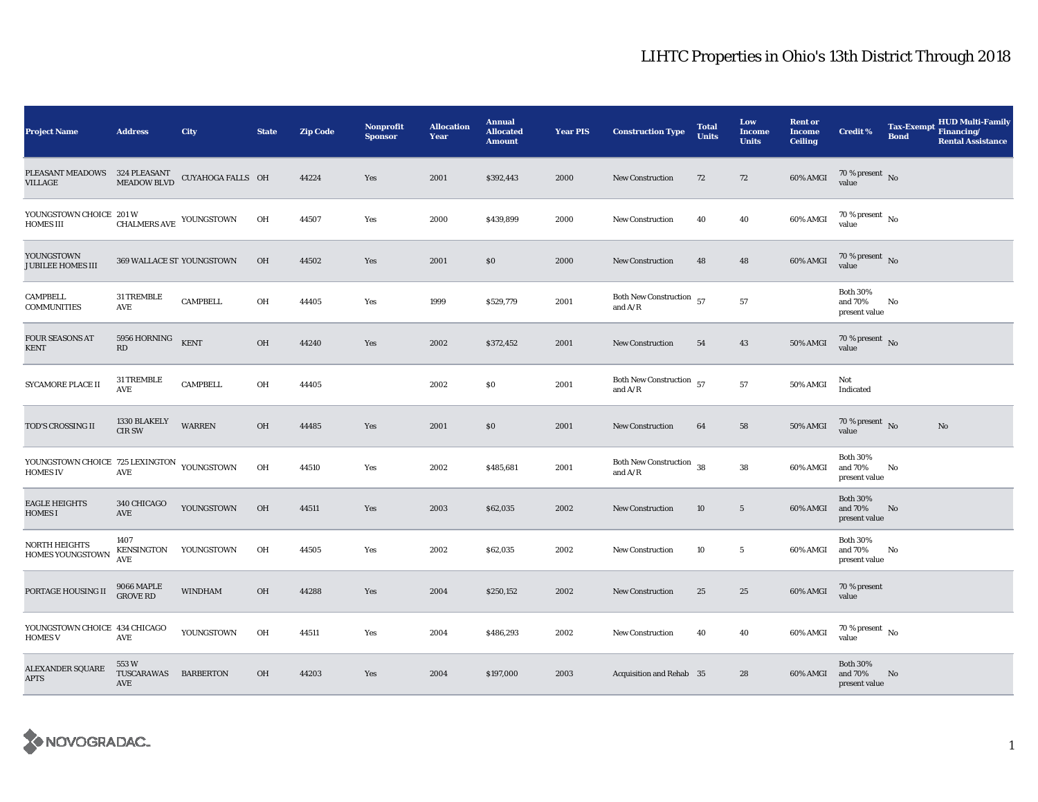# LIHTC Properties in Ohio's 13th District Through 2018

| Project Name | Address | City | State | Zip Code | Nonprofit Sponsor | Allocation Year | Annual Allocated Amount | Year PIS | Construction Type | Total Units | Low Income Units | Rent or Income Ceiling | Credit % | Tax-Exempt Bond | HUD Multi-Family Financing/ Rental Assistance |
|---|---|---|---|---|---|---|---|---|---|---|---|---|---|---|---|
| PLEASANT MEADOWS VILLAGE | 324 PLEASANT MEADOW BLVD | CUYAHOGA FALLS | OH | 44224 | Yes | 2001 | $392,443 | 2000 | New Construction | 72 | 72 | 60% AMGI | 70 % present value | No | |
| YOUNGSTOWN CHOICE HOMES III | 201 W CHALMERS AVE | YOUNGSTOWN | OH | 44507 | Yes | 2000 | $439,899 | 2000 | New Construction | 40 | 40 | 60% AMGI | 70 % present value | No | |
| YOUNGSTOWN JUBILEE HOMES III | 369 WALLACE ST | YOUNGSTOWN | OH | 44502 | Yes | 2001 | $0 | 2000 | New Construction | 48 | 48 | 60% AMGI | 70 % present value | No | |
| CAMPBELL COMMUNITIES | 31 TREMBLE AVE | CAMPBELL | OH | 44405 | Yes | 1999 | $529,779 | 2001 | Both New Construction and A/R | 57 | 57 | | Both 30% and 70% present value | No | |
| FOUR SEASONS AT KENT | 5956 HORNING RD | KENT | OH | 44240 | Yes | 2002 | $372,452 | 2001 | New Construction | 54 | 43 | 50% AMGI | 70 % present value | No | |
| SYCAMORE PLACE II | 31 TREMBLE AVE | CAMPBELL | OH | 44405 | | 2002 | $0 | 2001 | Both New Construction and A/R | 57 | 57 | 50% AMGI | Not Indicated | | |
| TOD'S CROSSING II | 1330 BLAKELY CIR SW | WARREN | OH | 44485 | Yes | 2001 | $0 | 2001 | New Construction | 64 | 58 | 50% AMGI | 70 % present value | No | No |
| YOUNGSTOWN CHOICE HOMES IV | 725 LEXINGTON AVE | YOUNGSTOWN | OH | 44510 | Yes | 2002 | $485,681 | 2001 | Both New Construction and A/R | 38 | 38 | 60% AMGI | Both 30% and 70% present value | No | |
| EAGLE HEIGHTS HOMES I | 340 CHICAGO AVE | YOUNGSTOWN | OH | 44511 | Yes | 2003 | $62,035 | 2002 | New Construction | 10 | 5 | 60% AMGI | Both 30% and 70% present value | No | |
| NORTH HEIGHTS HOMES YOUNGSTOWN | 1407 KENSINGTON AVE | YOUNGSTOWN | OH | 44505 | Yes | 2002 | $62,035 | 2002 | New Construction | 10 | 5 | 60% AMGI | Both 30% and 70% present value | No | |
| PORTAGE HOUSING II | 9066 MAPLE GROVE RD | WINDHAM | OH | 44288 | Yes | 2004 | $250,152 | 2002 | New Construction | 25 | 25 | 60% AMGI | 70 % present value | | |
| YOUNGSTOWN CHOICE HOMES V | 434 CHICAGO AVE | YOUNGSTOWN | OH | 44511 | Yes | 2004 | $486,293 | 2002 | New Construction | 40 | 40 | 60% AMGI | 70 % present value | No | |
| ALEXANDER SQUARE APTS | 553 W TUSCARAWAS AVE | BARBERTON | OH | 44203 | Yes | 2004 | $197,000 | 2003 | Acquisition and Rehab | 35 | 28 | 60% AMGI | Both 30% and 70% present value | No | |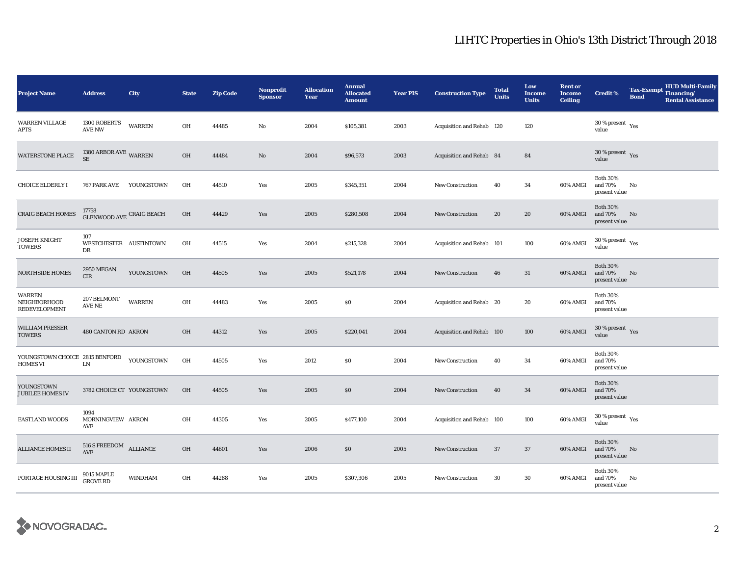# LIHTC Properties in Ohio's 13th District Through 2018

| Project Name | Address | City | State | Zip Code | Nonprofit Sponsor | Allocation Year | Annual Allocated Amount | Year PIS | Construction Type | Total Units | Low Income Units | Rent or Income Ceiling | Credit % | Tax-Exempt Bond | HUD Multi-Family Financing/ Rental Assistance |
|---|---|---|---|---|---|---|---|---|---|---|---|---|---|---|---|
| WARREN VILLAGE APTS | 1300 ROBERTS AVE NW | WARREN | OH | 44485 | No | 2004 | $105,381 | 2003 | Acquisition and Rehab | 120 | 120 | | 30 % present value | Yes | |
| WATERSTONE PLACE | 1380 ARBOR AVE SE | WARREN | OH | 44484 | No | 2004 | $96,573 | 2003 | Acquisition and Rehab | 84 | 84 | | 30 % present value | Yes | |
| CHOICE ELDERLY I | 767 PARK AVE | YOUNGSTOWN | OH | 44510 | Yes | 2005 | $345,351 | 2004 | New Construction | 40 | 34 | 60% AMGI | Both 30% and 70% present value | No | |
| CRAIG BEACH HOMES | 17758 GLENWOOD AVE | CRAIG BEACH | OH | 44429 | Yes | 2005 | $280,508 | 2004 | New Construction | 20 | 20 | 60% AMGI | Both 30% and 70% present value | No | |
| JOSEPH KNIGHT TOWERS | 107 WESTCHESTER DR | AUSTINTOWN | OH | 44515 | Yes | 2004 | $215,328 | 2004 | Acquisition and Rehab | 101 | 100 | 60% AMGI | 30 % present value | Yes | |
| NORTHSIDE HOMES | 2950 MEGAN CIR | YOUNGSTOWN | OH | 44505 | Yes | 2005 | $521,178 | 2004 | New Construction | 46 | 31 | 60% AMGI | Both 30% and 70% present value | No | |
| WARREN NEIGHBORHOOD REDEVELOPMENT | 207 BELMONT AVE NE | WARREN | OH | 44483 | Yes | 2005 | $0 | 2004 | Acquisition and Rehab | 20 | 20 | 60% AMGI | Both 30% and 70% present value | | |
| WILLIAM PRESSER TOWERS | 480 CANTON RD | AKRON | OH | 44312 | Yes | 2005 | $220,041 | 2004 | Acquisition and Rehab | 100 | 100 | 60% AMGI | 30 % present value | Yes | |
| YOUNGSTOWN CHOICE HOMES VI | 2815 BENFORD LN | YOUNGSTOWN | OH | 44505 | Yes | 2012 | $0 | 2004 | New Construction | 40 | 34 | 60% AMGI | Both 30% and 70% present value | | |
| YOUNGSTOWN JUBILEE HOMES IV | 3782 CHOICE CT | YOUNGSTOWN | OH | 44505 | Yes | 2005 | $0 | 2004 | New Construction | 40 | 34 | 60% AMGI | Both 30% and 70% present value | | |
| EASTLAND WOODS | 1094 MORNINGVIEW AVE | AKRON | OH | 44305 | Yes | 2005 | $477,100 | 2004 | Acquisition and Rehab | 100 | 100 | 60% AMGI | 30 % present value | Yes | |
| ALLIANCE HOMES II | 516 S FREEDOM AVE | ALLIANCE | OH | 44601 | Yes | 2006 | $0 | 2005 | New Construction | 37 | 37 | 60% AMGI | Both 30% and 70% present value | No | |
| PORTAGE HOUSING III | 9015 MAPLE GROVE RD | WINDHAM | OH | 44288 | Yes | 2005 | $307,306 | 2005 | New Construction | 30 | 30 | 60% AMGI | Both 30% and 70% present value | No | |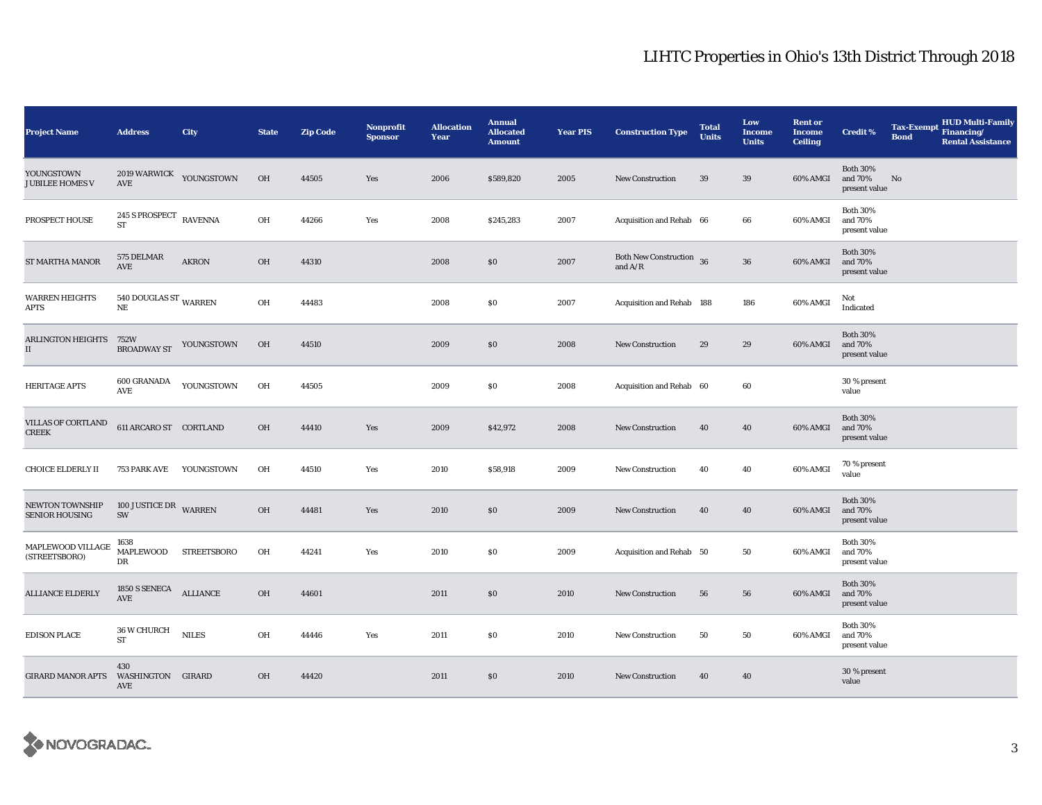# LIHTC Properties in Ohio's 13th District Through 2018

| Project Name | Address | City | State | Zip Code | Nonprofit Sponsor | Allocation Year | Annual Allocated Amount | Year PIS | Construction Type | Total Units | Low Income Units | Rent or Income Ceiling | Credit % | Tax-Exempt Bond | HUD Multi-Family Financing/ Rental Assistance |
|---|---|---|---|---|---|---|---|---|---|---|---|---|---|---|---|
| YOUNGSTOWN JUBILEE HOMES V | 2019 WARWICK AVE | YOUNGSTOWN | OH | 44505 | Yes | 2006 | $589,820 | 2005 | New Construction | 39 | 39 | 60% AMGI | Both 30% and 70% present value | No | |
| PROSPECT HOUSE | 245 S PROSPECT ST | RAVENNA | OH | 44266 | Yes | 2008 | $245,283 | 2007 | Acquisition and Rehab | 66 | 66 | 60% AMGI | Both 30% and 70% present value | | |
| ST MARTHA MANOR | 575 DELMAR AVE | AKRON | OH | 44310 | | 2008 | $0 | 2007 | Both New Construction and A/R | 36 | 36 | 60% AMGI | Both 30% and 70% present value | | |
| WARREN HEIGHTS APTS | 540 DOUGLAS ST NE | WARREN | OH | 44483 | | 2008 | $0 | 2007 | Acquisition and Rehab | 188 | 186 | 60% AMGI | Not Indicated | | |
| ARLINGTON HEIGHTS II | 752W BROADWAY ST | YOUNGSTOWN | OH | 44510 | | 2009 | $0 | 2008 | New Construction | 29 | 29 | 60% AMGI | Both 30% and 70% present value | | |
| HERITAGE APTS | 600 GRANADA AVE | YOUNGSTOWN | OH | 44505 | | 2009 | $0 | 2008 | Acquisition and Rehab | 60 | 60 | | 30 % present value | | |
| VILLAS OF CORTLAND CREEK | 611 ARCARO ST | CORTLAND | OH | 44410 | Yes | 2009 | $42,972 | 2008 | New Construction | 40 | 40 | 60% AMGI | Both 30% and 70% present value | | |
| CHOICE ELDERLY II | 753 PARK AVE | YOUNGSTOWN | OH | 44510 | Yes | 2010 | $58,918 | 2009 | New Construction | 40 | 40 | 60% AMGI | 70 % present value | | |
| NEWTON TOWNSHIP SENIOR HOUSING | 100 JUSTICE DR SW | WARREN | OH | 44481 | Yes | 2010 | $0 | 2009 | New Construction | 40 | 40 | 60% AMGI | Both 30% and 70% present value | | |
| MAPLEWOOD VILLAGE (STREETSBORO) | 1638 MAPLEWOOD DR | STREETSBORO | OH | 44241 | Yes | 2010 | $0 | 2009 | Acquisition and Rehab | 50 | 50 | 60% AMGI | Both 30% and 70% present value | | |
| ALLIANCE ELDERLY | 1850 S SENECA AVE | ALLIANCE | OH | 44601 | | 2011 | $0 | 2010 | New Construction | 56 | 56 | 60% AMGI | Both 30% and 70% present value | | |
| EDISON PLACE | 36 W CHURCH ST | NILES | OH | 44446 | Yes | 2011 | $0 | 2010 | New Construction | 50 | 50 | 60% AMGI | Both 30% and 70% present value | | |
| GIRARD MANOR APTS | 430 WASHINGTON AVE | GIRARD | OH | 44420 | | 2011 | $0 | 2010 | New Construction | 40 | 40 | | 30 % present value | | |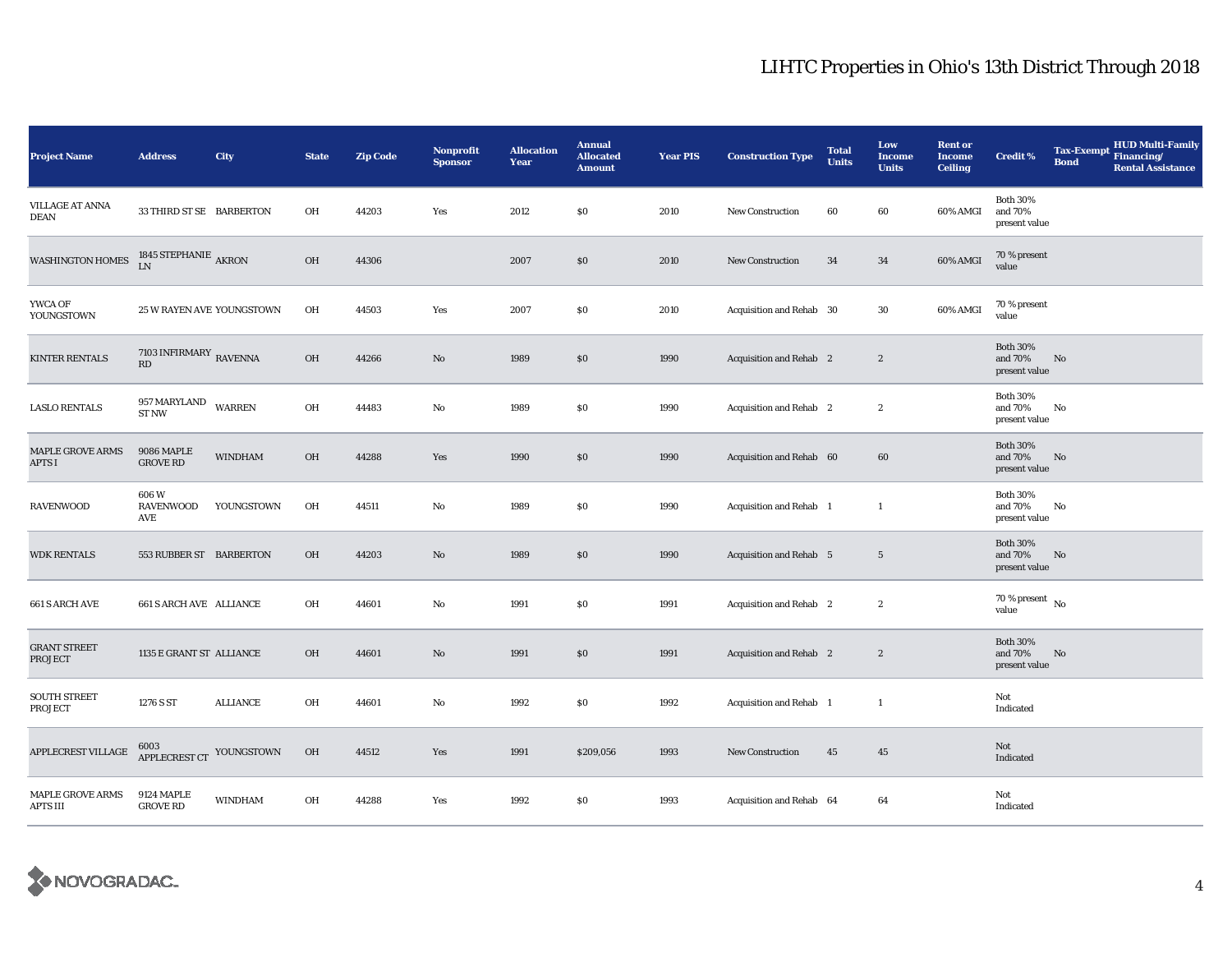# LIHTC Properties in Ohio's 13th District Through 2018

| Project Name | Address | City | State | Zip Code | Nonprofit Sponsor | Allocation Year | Annual Allocated Amount | Year PIS | Construction Type | Total Units | Low Income Units | Rent or Income Ceiling | Credit % | Tax-Exempt Bond | HUD Multi-Family Financing/ Rental Assistance |
|---|---|---|---|---|---|---|---|---|---|---|---|---|---|---|---|
| VILLAGE AT ANNA DEAN | 33 THIRD ST SE | BARBERTON | OH | 44203 | Yes | 2012 | $0 | 2010 | New Construction | 60 | 60 | 60% AMGI | Both 30% and 70% present value | | |
| WASHINGTON HOMES | 1845 STEPHANIE LN | AKRON | OH | 44306 | | 2007 | $0 | 2010 | New Construction | 34 | 34 | 60% AMGI | 70 % present value | | |
| YWCA OF YOUNGSTOWN | 25 W RAYEN AVE | YOUNGSTOWN | OH | 44503 | Yes | 2007 | $0 | 2010 | Acquisition and Rehab | 30 | 30 | 60% AMGI | 70 % present value | | |
| KINTER RENTALS | 7103 INFIRMARY RD | RAVENNA | OH | 44266 | No | 1989 | $0 | 1990 | Acquisition and Rehab | 2 | 2 | | Both 30% and 70% present value | No | |
| LASLO RENTALS | 957 MARYLAND ST NW | WARREN | OH | 44483 | No | 1989 | $0 | 1990 | Acquisition and Rehab | 2 | 2 | | Both 30% and 70% present value | No | |
| MAPLE GROVE ARMS APTS I | 9086 MAPLE GROVE RD | WINDHAM | OH | 44288 | Yes | 1990 | $0 | 1990 | Acquisition and Rehab | 60 | 60 | | Both 30% and 70% present value | No | |
| RAVENWOOD | 606 W RAVENWOOD AVE | YOUNGSTOWN | OH | 44511 | No | 1989 | $0 | 1990 | Acquisition and Rehab | 1 | 1 | | Both 30% and 70% present value | No | |
| WDK RENTALS | 553 RUBBER ST | BARBERTON | OH | 44203 | No | 1989 | $0 | 1990 | Acquisition and Rehab | 5 | 5 | | Both 30% and 70% present value | No | |
| 661 S ARCH AVE | 661 S ARCH AVE | ALLIANCE | OH | 44601 | No | 1991 | $0 | 1991 | Acquisition and Rehab | 2 | 2 | | 70 % present value | No | |
| GRANT STREET PROJECT | 1135 E GRANT ST | ALLIANCE | OH | 44601 | No | 1991 | $0 | 1991 | Acquisition and Rehab | 2 | 2 | | Both 30% and 70% present value | No | |
| SOUTH STREET PROJECT | 1276 S ST | ALLIANCE | OH | 44601 | No | 1992 | $0 | 1992 | Acquisition and Rehab | 1 | 1 | | Not Indicated | | |
| APPLECREST VILLAGE | 6003 APPLECREST CT | YOUNGSTOWN | OH | 44512 | Yes | 1991 | $209,056 | 1993 | New Construction | 45 | 45 | | Not Indicated | | |
| MAPLE GROVE ARMS APTS III | 9124 MAPLE GROVE RD | WINDHAM | OH | 44288 | Yes | 1992 | $0 | 1993 | Acquisition and Rehab | 64 | 64 | | Not Indicated | | |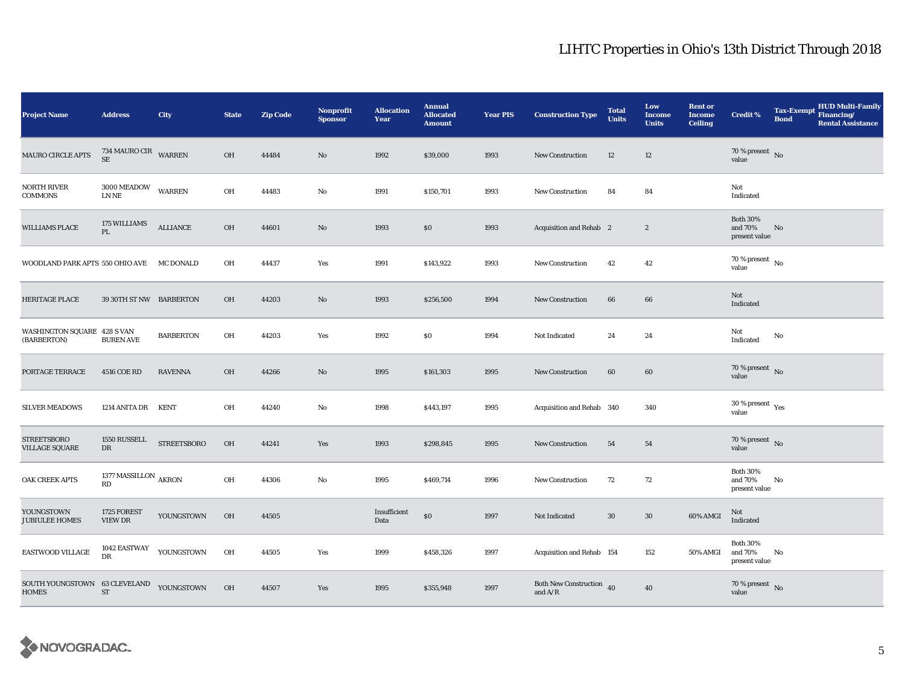# LIHTC Properties in Ohio's 13th District Through 2018

| Project Name | Address | City | State | Zip Code | Nonprofit Sponsor | Allocation Year | Annual Allocated Amount | Year PIS | Construction Type | Total Units | Low Income Units | Rent or Income Ceiling | Credit % | Tax-Exempt Bond | HUD Multi-Family Financing/ Rental Assistance |
|---|---|---|---|---|---|---|---|---|---|---|---|---|---|---|---|
| MAURO CIRCLE APTS | 734 MAURO CIR SE | WARREN | OH | 44484 | No | 1992 | $39,000 | 1993 | New Construction | 12 | 12 | | 70 % present value | No | |
| NORTH RIVER COMMONS | 3000 MEADOW LN NE | WARREN | OH | 44483 | No | 1991 | $150,701 | 1993 | New Construction | 84 | 84 | | Not Indicated | | |
| WILLIAMS PLACE | 175 WILLIAMS PL | ALLIANCE | OH | 44601 | No | 1993 | $0 | 1993 | Acquisition and Rehab | 2 | 2 | | Both 30% and 70% present value | No | |
| WOODLAND PARK APTS | 550 OHIO AVE | MC DONALD | OH | 44437 | Yes | 1991 | $143,922 | 1993 | New Construction | 42 | 42 | | 70 % present value | No | |
| HERITAGE PLACE | 39 30TH ST NW | BARBERTON | OH | 44203 | No | 1993 | $256,500 | 1994 | New Construction | 66 | 66 | | Not Indicated | | |
| WASHINGTON SQUARE (BARBERTON) | 428 S VAN BUREN AVE | BARBERTON | OH | 44203 | Yes | 1992 | $0 | 1994 | Not Indicated | 24 | 24 | | Not Indicated | No | |
| PORTAGE TERRACE | 4516 COE RD | RAVENNA | OH | 44266 | No | 1995 | $161,303 | 1995 | New Construction | 60 | 60 | | 70 % present value | No | |
| SILVER MEADOWS | 1214 ANITA DR | KENT | OH | 44240 | No | 1998 | $443,197 | 1995 | Acquisition and Rehab | 340 | 340 | | 30 % present value | Yes | |
| STREETSBORO VILLAGE SQUARE | 1550 RUSSELL DR | STREETSBORO | OH | 44241 | Yes | 1993 | $298,845 | 1995 | New Construction | 54 | 54 | | 70 % present value | No | |
| OAK CREEK APTS | 1377 MASSILLON RD | AKRON | OH | 44306 | No | 1995 | $469,714 | 1996 | New Construction | 72 | 72 | | Both 30% and 70% present value | No | |
| YOUNGSTOWN JUBIULEE HOMES | 1725 FOREST VIEW DR | YOUNGSTOWN | OH | 44505 | | Insufficient Data | $0 | 1997 | Not Indicated | 30 | 30 | 60% AMGI | Not Indicated | | |
| EASTWOOD VILLAGE | 1042 EASTWAY DR | YOUNGSTOWN | OH | 44505 | Yes | 1999 | $458,326 | 1997 | Acquisition and Rehab | 154 | 152 | 50% AMGI | Both 30% and 70% present value | No | |
| SOUTH YOUNGSTOWN HOMES | 63 CLEVELAND ST | YOUNGSTOWN | OH | 44507 | Yes | 1995 | $355,948 | 1997 | Both New Construction and A/R | 40 | 40 | | 70 % present value | No | |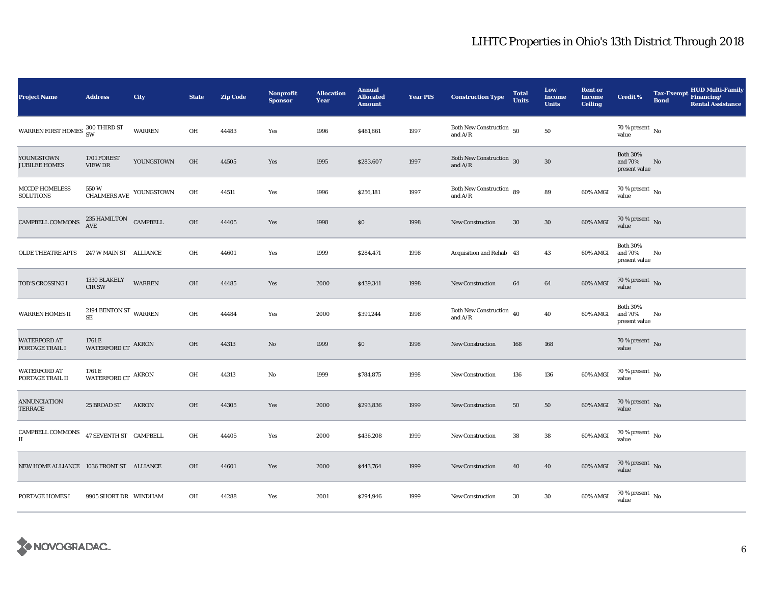# LIHTC Properties in Ohio's 13th District Through 2018

| Project Name | Address | City | State | Zip Code | Nonprofit Sponsor | Allocation Year | Annual Allocated Amount | Year PIS | Construction Type | Total Units | Low Income Units | Rent or Income Ceiling | Credit % | Tax-Exempt Bond | HUD Multi-Family Financing/ Rental Assistance |
|---|---|---|---|---|---|---|---|---|---|---|---|---|---|---|---|
| WARREN FIRST HOMES | 300 THIRD ST SW | WARREN | OH | 44483 | Yes | 1996 | $481,861 | 1997 | Both New Construction and A/R | 50 | 50 | | 70 % present value | No | |
| YOUNGSTOWN JUBILEE HOMES | 1701 FOREST VIEW DR | YOUNGSTOWN | OH | 44505 | Yes | 1995 | $283,607 | 1997 | Both New Construction and A/R | 30 | 30 | | Both 30% and 70% present value | No | |
| MCCDP HOMELESS SOLUTIONS | 550 W CHALMERS AVE | YOUNGSTOWN | OH | 44511 | Yes | 1996 | $256,181 | 1997 | Both New Construction and A/R | 89 | 89 | 60% AMGI | 70 % present value | No | |
| CAMPBELL COMMONS | 235 HAMILTON AVE | CAMPBELL | OH | 44405 | Yes | 1998 | $0 | 1998 | New Construction | 30 | 30 | 60% AMGI | 70 % present value | No | |
| OLDE THEATRE APTS | 247 W MAIN ST | ALLIANCE | OH | 44601 | Yes | 1999 | $284,471 | 1998 | Acquisition and Rehab | 43 | 43 | 60% AMGI | Both 30% and 70% present value | No | |
| TOD'S CROSSING I | 1330 BLAKELY CIR SW | WARREN | OH | 44485 | Yes | 2000 | $439,341 | 1998 | New Construction | 64 | 64 | 60% AMGI | 70 % present value | No | |
| WARREN HOMES II | 2194 BENTON ST SE | WARREN | OH | 44484 | Yes | 2000 | $391,244 | 1998 | Both New Construction and A/R | 40 | 40 | 60% AMGI | Both 30% and 70% present value | No | |
| WATERFORD AT PORTAGE TRAIL I | 1761 E WATERFORD CT | AKRON | OH | 44313 | No | 1999 | $0 | 1998 | New Construction | 168 | 168 | | 70 % present value | No | |
| WATERFORD AT PORTAGE TRAIL II | 1761 E WATERFORD CT | AKRON | OH | 44313 | No | 1999 | $784,875 | 1998 | New Construction | 136 | 136 | 60% AMGI | 70 % present value | No | |
| ANNUNCIATION TERRACE | 25 BROAD ST | AKRON | OH | 44305 | Yes | 2000 | $293,836 | 1999 | New Construction | 50 | 50 | 60% AMGI | 70 % present value | No | |
| CAMPBELL COMMONS II | 47 SEVENTH ST | CAMPBELL | OH | 44405 | Yes | 2000 | $436,208 | 1999 | New Construction | 38 | 38 | 60% AMGI | 70 % present value | No | |
| NEW HOME ALLIANCE | 1036 FRONT ST | ALLIANCE | OH | 44601 | Yes | 2000 | $443,764 | 1999 | New Construction | 40 | 40 | 60% AMGI | 70 % present value | No | |
| PORTAGE HOMES I | 9905 SHORT DR | WINDHAM | OH | 44288 | Yes | 2001 | $294,946 | 1999 | New Construction | 30 | 30 | 60% AMGI | 70 % present value | No | |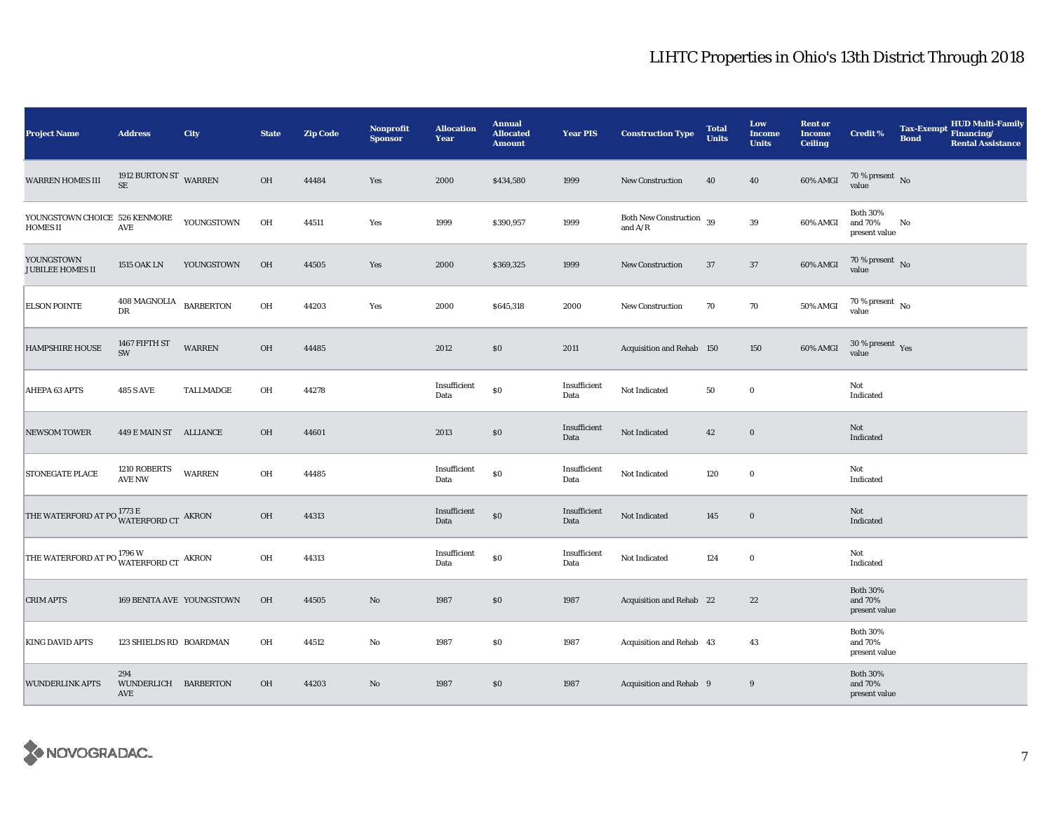# LIHTC Properties in Ohio's 13th District Through 2018

| Project Name | Address | City | State | Zip Code | Nonprofit Sponsor | Allocation Year | Annual Allocated Amount | Year PIS | Construction Type | Total Units | Low Income Units | Rent or Income Ceiling | Credit % | Tax-Exempt Bond | HUD Multi-Family Financing/ Rental Assistance |
|---|---|---|---|---|---|---|---|---|---|---|---|---|---|---|---|
| WARREN HOMES III | 1912 BURTON ST SE | WARREN | OH | 44484 | Yes | 2000 | $434,580 | 1999 | New Construction | 40 | 40 | 60% AMGI | 70 % present value | No | |
| YOUNGSTOWN CHOICE HOMES II | 526 KENMORE AVE | YOUNGSTOWN | OH | 44511 | Yes | 1999 | $390,957 | 1999 | Both New Construction and A/R | 39 | 39 | 60% AMGI | Both 30% and 70% present value | No | |
| YOUNGSTOWN JUBILEE HOMES II | 1515 OAK LN | YOUNGSTOWN | OH | 44505 | Yes | 2000 | $369,325 | 1999 | New Construction | 37 | 37 | 60% AMGI | 70 % present value | No | |
| ELSON POINTE | 408 MAGNOLIA DR | BARBERTON | OH | 44203 | Yes | 2000 | $645,318 | 2000 | New Construction | 70 | 70 | 50% AMGI | 70 % present value | No | |
| HAMPSHIRE HOUSE | 1467 FIFTH ST SW | WARREN | OH | 44485 | | 2012 | $0 | 2011 | Acquisition and Rehab | 150 | 150 | 60% AMGI | 30 % present value | Yes | |
| AHEPA 63 APTS | 485 S AVE | TALLMADGE | OH | 44278 | | Insufficient Data | $0 | Insufficient Data | Not Indicated | 50 | 0 | | Not Indicated | | |
| NEWSOM TOWER | 449 E MAIN ST | ALLIANCE | OH | 44601 | | 2013 | $0 | Insufficient Data | Not Indicated | 42 | 0 | | Not Indicated | | |
| STONEGATE PLACE | 1210 ROBERTS AVE NW | WARREN | OH | 44485 | | Insufficient Data | $0 | Insufficient Data | Not Indicated | 120 | 0 | | Not Indicated | | |
| THE WATERFORD AT PO | 1773 E WATERFORD CT | AKRON | OH | 44313 | | Insufficient Data | $0 | Insufficient Data | Not Indicated | 145 | 0 | | Not Indicated | | |
| THE WATERFORD AT PO | 1796 W WATERFORD CT | AKRON | OH | 44313 | | Insufficient Data | $0 | Insufficient Data | Not Indicated | 124 | 0 | | Not Indicated | | |
| CRIM APTS | 169 BENITA AVE | YOUNGSTOWN | OH | 44505 | No | 1987 | $0 | 1987 | Acquisition and Rehab | 22 | 22 | | Both 30% and 70% present value | | |
| KING DAVID APTS | 123 SHIELDS RD | BOARDMAN | OH | 44512 | No | 1987 | $0 | 1987 | Acquisition and Rehab | 43 | 43 | | Both 30% and 70% present value | | |
| WUNDERLINK APTS | 294 WUNDERLICH AVE | BARBERTON | OH | 44203 | No | 1987 | $0 | 1987 | Acquisition and Rehab | 9 | 9 | | Both 30% and 70% present value | | |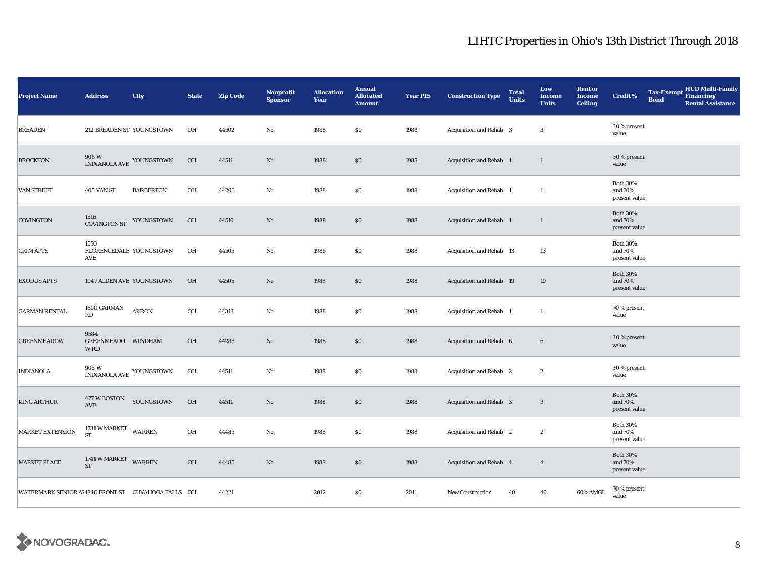# LIHTC Properties in Ohio's 13th District Through 2018

| Project Name | Address | City | State | Zip Code | Nonprofit Sponsor | Allocation Year | Annual Allocated Amount | Year PIS | Construction Type | Total Units | Low Income Units | Rent or Income Ceiling | Credit % | Tax-Exempt Bond | HUD Multi-Family Financing/ Rental Assistance |
|---|---|---|---|---|---|---|---|---|---|---|---|---|---|---|---|
| BREADEN | 212 BREADEN ST | YOUNGSTOWN | OH | 44502 | No | 1988 | $0 | 1988 | Acquisition and Rehab | 3 | 3 | | 30 % present value | | |
| BROCKTON | 906 W INDIANOLA AVE | YOUNGSTOWN | OH | 44511 | No | 1988 | $0 | 1988 | Acquisition and Rehab | 1 | 1 | | 30 % present value | | |
| VAN STREET | 405 VAN ST | BARBERTON | OH | 44203 | No | 1988 | $0 | 1988 | Acquisition and Rehab | 1 | 1 | | Both 30% and 70% present value | | |
| COVINGTON | 1516 COVINGTON ST | YOUNGSTOWN | OH | 44510 | No | 1988 | $0 | 1988 | Acquisition and Rehab | 1 | 1 | | Both 30% and 70% present value | | |
| CRIM APTS | 1550 FLORENCEDALE AVE | YOUNGSTOWN | OH | 44505 | No | 1988 | $0 | 1988 | Acquisition and Rehab | 13 | 13 | | Both 30% and 70% present value | | |
| EXODUS APTS | 1047 ALDEN AVE | YOUNGSTOWN | OH | 44505 | No | 1988 | $0 | 1988 | Acquisition and Rehab | 19 | 19 | | Both 30% and 70% present value | | |
| GARMAN RENTAL | 1600 GARMAN RD | AKRON | OH | 44313 | No | 1988 | $0 | 1988 | Acquisition and Rehab | 1 | 1 | | 70 % present value | | |
| GREENMEADOW | 9584 GREENMEADOW RD | WINDHAM | OH | 44288 | No | 1988 | $0 | 1988 | Acquisition and Rehab | 6 | 6 | | 30 % present value | | |
| INDIANOLA | 906 W INDIANOLA AVE | YOUNGSTOWN | OH | 44511 | No | 1988 | $0 | 1988 | Acquisition and Rehab | 2 | 2 | | 30 % present value | | |
| KING ARTHUR | 477 W BOSTON AVE | YOUNGSTOWN | OH | 44511 | No | 1988 | $0 | 1988 | Acquisition and Rehab | 3 | 3 | | Both 30% and 70% present value | | |
| MARKET EXTENSION | 1731 W MARKET ST | WARREN | OH | 44485 | No | 1988 | $0 | 1988 | Acquisition and Rehab | 2 | 2 | | Both 30% and 70% present value | | |
| MARKET PLACE | 1741 W MARKET ST | WARREN | OH | 44485 | No | 1988 | $0 | 1988 | Acquisition and Rehab | 4 | 4 | | Both 30% and 70% present value | | |
| WATERMARK SENIOR AI | 1846 FRONT ST | CUYAHOGA FALLS | OH | 44221 | | 2012 | $0 | 2011 | New Construction | 40 | 40 | 60% AMGI | 70 % present value | | |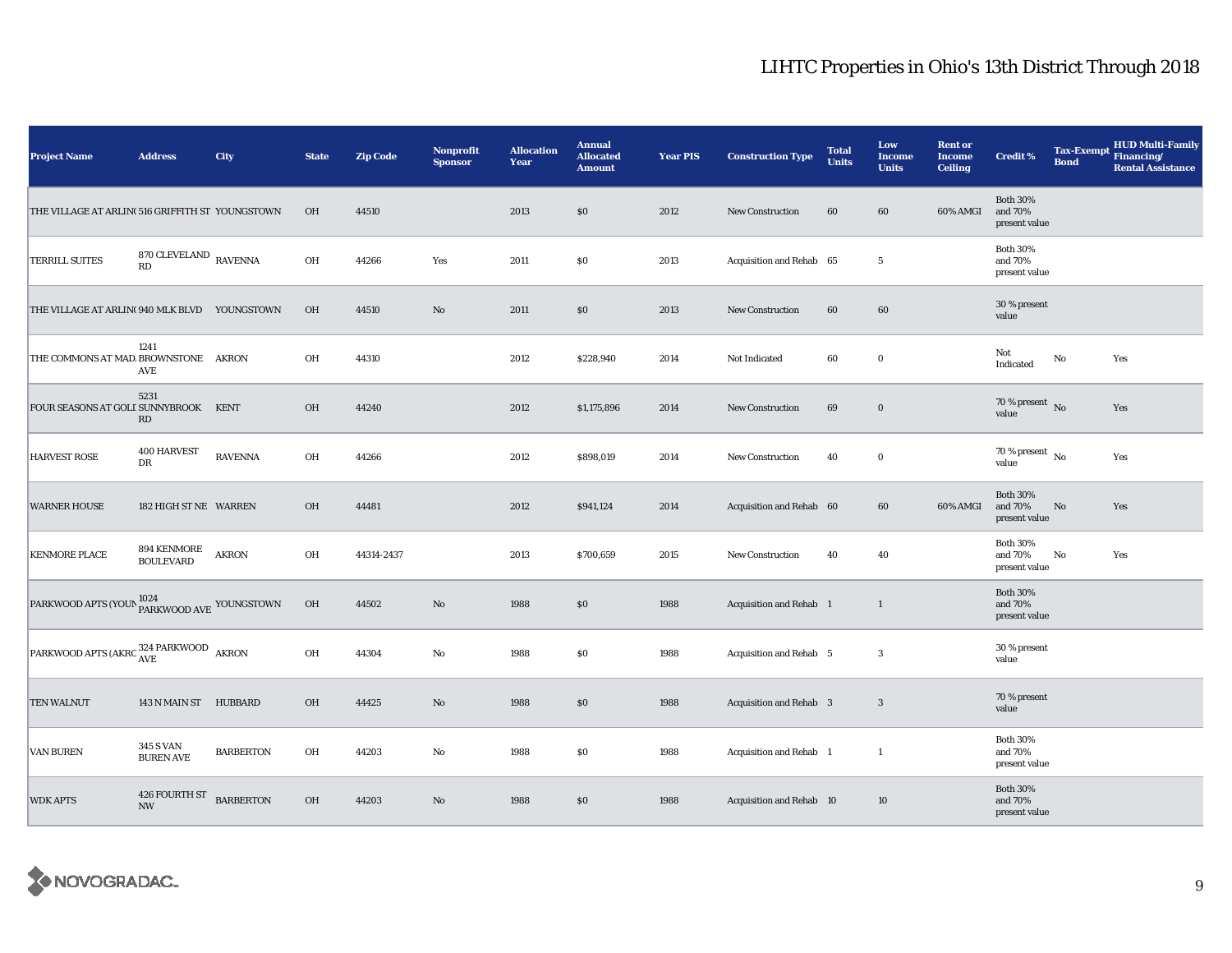# LIHTC Properties in Ohio's 13th District Through 2018

| Project Name | Address | City | State | Zip Code | Nonprofit Sponsor | Allocation Year | Annual Allocated Amount | Year PIS | Construction Type | Total Units | Low Income Units | Rent or Income Ceiling | Credit % | Tax-Exempt Bond | HUD Multi-Family Financing/ Rental Assistance |
|---|---|---|---|---|---|---|---|---|---|---|---|---|---|---|---|
| THE VILLAGE AT ARLIN( | 516 GRIFFITH ST | YOUNGSTOWN | OH | 44510 | | 2013 | $0 | 2012 | New Construction | 60 | 60 | 60% AMGI | Both 30% and 70% present value | | |
| TERRILL SUITES | 870 CLEVELAND RD | RAVENNA | OH | 44266 | Yes | 2011 | $0 | 2013 | Acquisition and Rehab | 65 | 5 | | Both 30% and 70% present value | | |
| THE VILLAGE AT ARLIN( | 940 MLK BLVD | YOUNGSTOWN | OH | 44510 | No | 2011 | $0 | 2013 | New Construction | 60 | 60 | | 30 % present value | | |
| THE COMMONS AT MAD. | 1241 BROWNSTONE AVE | AKRON | OH | 44310 | | 2012 | $228,940 | 2014 | Not Indicated | 60 | 0 | | Not Indicated | No | Yes |
| FOUR SEASONS AT GOLI | 5231 SUNNYBROOK RD | KENT | OH | 44240 | | 2012 | $1,175,896 | 2014 | New Construction | 69 | 0 | | 70 % present value | No | Yes |
| HARVEST ROSE | 400 HARVEST DR | RAVENNA | OH | 44266 | | 2012 | $898,019 | 2014 | New Construction | 40 | 0 | | 70 % present value | No | Yes |
| WARNER HOUSE | 182 HIGH ST NE | WARREN | OH | 44481 | | 2012 | $941,124 | 2014 | Acquisition and Rehab | 60 | 60 | 60% AMGI | Both 30% and 70% present value | No | Yes |
| KENMORE PLACE | 894 KENMORE BOULEVARD | AKRON | OH | 44314-2437 | | 2013 | $700,659 | 2015 | New Construction | 40 | 40 | | Both 30% and 70% present value | No | Yes |
| PARKWOOD APTS (YOUN | 1024 PARKWOOD AVE | YOUNGSTOWN | OH | 44502 | No | 1988 | $0 | 1988 | Acquisition and Rehab | 1 | 1 | | Both 30% and 70% present value | | |
| PARKWOOD APTS (AKRC | 324 PARKWOOD AVE | AKRON | OH | 44304 | No | 1988 | $0 | 1988 | Acquisition and Rehab | 5 | 3 | | 30 % present value | | |
| TEN WALNUT | 143 N MAIN ST | HUBBARD | OH | 44425 | No | 1988 | $0 | 1988 | Acquisition and Rehab | 3 | 3 | | 70 % present value | | |
| VAN BUREN | 345 S VAN BUREN AVE | BARBERTON | OH | 44203 | No | 1988 | $0 | 1988 | Acquisition and Rehab | 1 | 1 | | Both 30% and 70% present value | | |
| WDK APTS | 426 FOURTH ST NW | BARBERTON | OH | 44203 | No | 1988 | $0 | 1988 | Acquisition and Rehab | 10 | 10 | | Both 30% and 70% present value | | |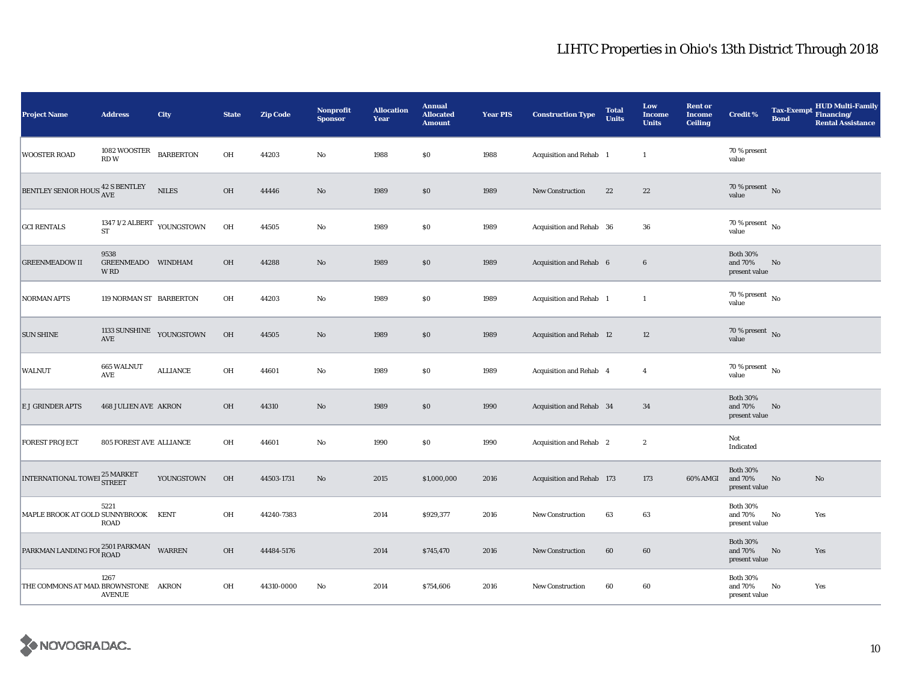# LIHTC Properties in Ohio's 13th District Through 2018

| Project Name | Address | City | State | Zip Code | Nonprofit Sponsor | Allocation Year | Annual Allocated Amount | Year PIS | Construction Type | Total Units | Low Income Units | Rent or Income Ceiling | Credit % | Tax-Exempt Bond | HUD Multi-Family Financing/ Rental Assistance |
|---|---|---|---|---|---|---|---|---|---|---|---|---|---|---|---|
| WOOSTER ROAD | 1082 WOOSTER RD W | BARBERTON | OH | 44203 | No | 1988 | $0 | 1988 | Acquisition and Rehab | 1 | 1 | | 70 % present value | | |
| BENTLEY SENIOR HOUS | 42 S BENTLEY AVE | NILES | OH | 44446 | No | 1989 | $0 | 1989 | New Construction | 22 | 22 | | 70 % present value | No | |
| GCI RENTALS | 1347 1/2 ALBERT ST | YOUNGSTOWN | OH | 44505 | No | 1989 | $0 | 1989 | Acquisition and Rehab | 36 | 36 | | 70 % present value | No | |
| GREENMEADOW II | 9538 GREENMEADOW RD | WINDHAM | OH | 44288 | No | 1989 | $0 | 1989 | Acquisition and Rehab | 6 | 6 | | Both 30% and 70% present value | No | |
| NORMAN APTS | 119 NORMAN ST | BARBERTON | OH | 44203 | No | 1989 | $0 | 1989 | Acquisition and Rehab | 1 | 1 | | 70 % present value | No | |
| SUN SHINE | 1133 SUNSHINE AVE | YOUNGSTOWN | OH | 44505 | No | 1989 | $0 | 1989 | Acquisition and Rehab | 12 | 12 | | 70 % present value | No | |
| WALNUT | 665 WALNUT AVE | ALLIANCE | OH | 44601 | No | 1989 | $0 | 1989 | Acquisition and Rehab | 4 | 4 | | 70 % present value | No | |
| E J GRINDER APTS | 468 JULIEN AVE | AKRON | OH | 44310 | No | 1989 | $0 | 1990 | Acquisition and Rehab | 34 | 34 | | Both 30% and 70% present value | No | |
| FOREST PROJECT | 805 FOREST AVE | ALLIANCE | OH | 44601 | No | 1990 | $0 | 1990 | Acquisition and Rehab | 2 | 2 | | Not Indicated | | |
| INTERNATIONAL TOWEI | 25 MARKET STREET | YOUNGSTOWN | OH | 44503-1731 | No | 2015 | $1,000,000 | 2016 | Acquisition and Rehab | 173 | 173 | 60% AMGI | Both 30% and 70% present value | No | No |
| MAPLE BROOK AT GOLD | 5221 SUNNYBROOK ROAD | KENT | OH | 44240-7383 | | 2014 | $929,377 | 2016 | New Construction | 63 | 63 | | Both 30% and 70% present value | No | Yes |
| PARKMAN LANDING FOI | 2501 PARKMAN ROAD | WARREN | OH | 44484-5176 | | 2014 | $745,470 | 2016 | New Construction | 60 | 60 | | Both 30% and 70% present value | No | Yes |
| THE COMMONS AT MAD. | 1267 BROWNSTONE AVENUE | AKRON | OH | 44310-0000 | No | 2014 | $754,606 | 2016 | New Construction | 60 | 60 | | Both 30% and 70% present value | No | Yes |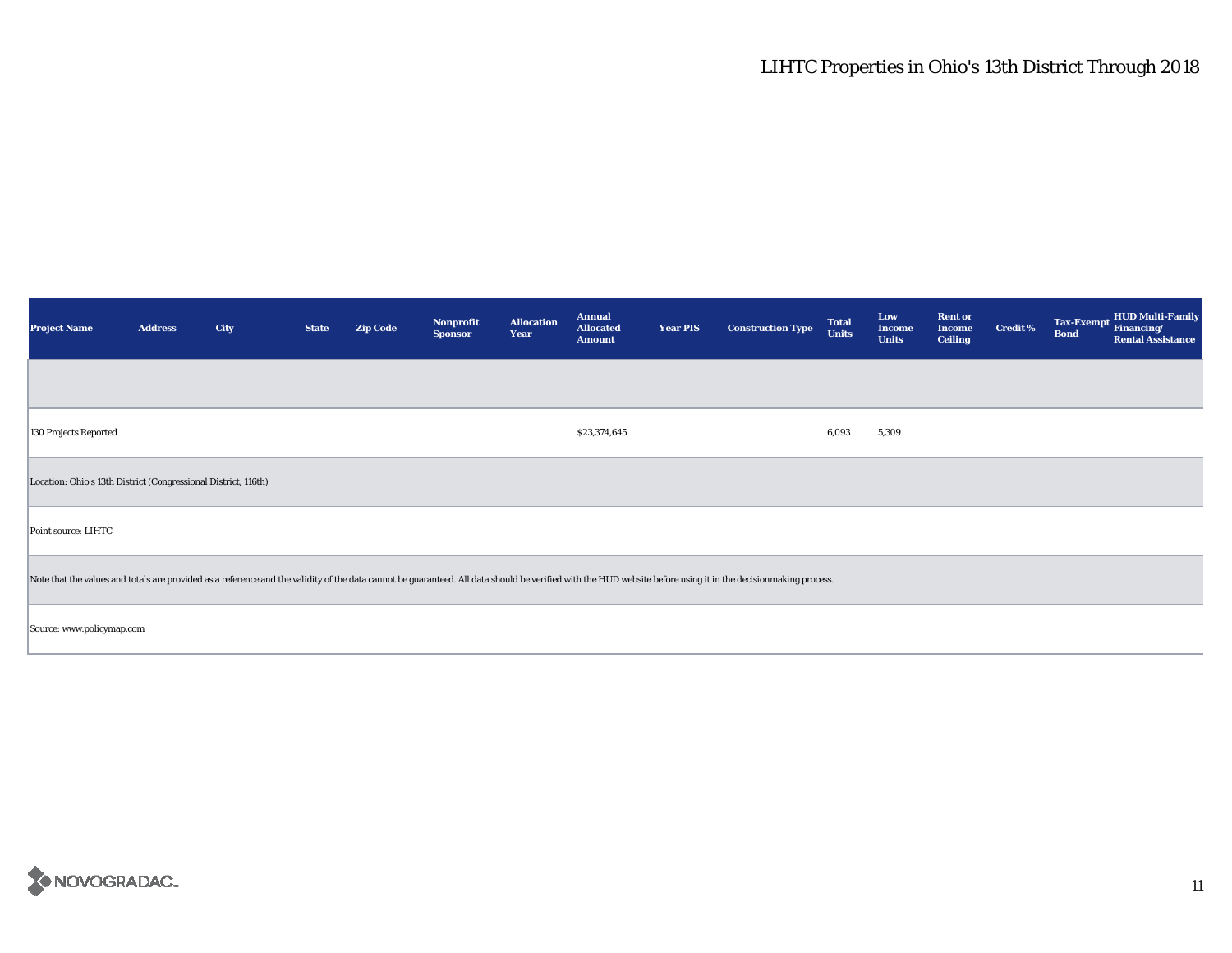# LIHTC Properties in Ohio's 13th District Through 2018

| Project Name | Address | City | State | Zip Code | Nonprofit Sponsor | Allocation Year | Annual Allocated Amount | Year PIS | Construction Type | Total Units | Low Income Units | Rent or Income Ceiling | Credit % | Tax-Exempt Bond | HUD Multi-Family Financing/ Rental Assistance |
|---|---|---|---|---|---|---|---|---|---|---|---|---|---|---|---|
| | | | | | | | | | | | | | | | |
| 130 Projects Reported | | | | | | | $23,374,645 | | | 6,093 | 5,309 | | | | |
| Location: Ohio's 13th District (Congressional District, 116th) | | | | | | | | | | | | | | | |
| Point source: LIHTC | | | | | | | | | | | | | | | |
| Note that the values and totals are provided as a reference and the validity of the data cannot be guaranteed. All data should be verified with the HUD website before using it in the decisionmaking process. | | | | | | | | | | | | | | | |
| Source: www.policymap.com | | | | | | | | | | | | | | | |

NOVOGRADAC